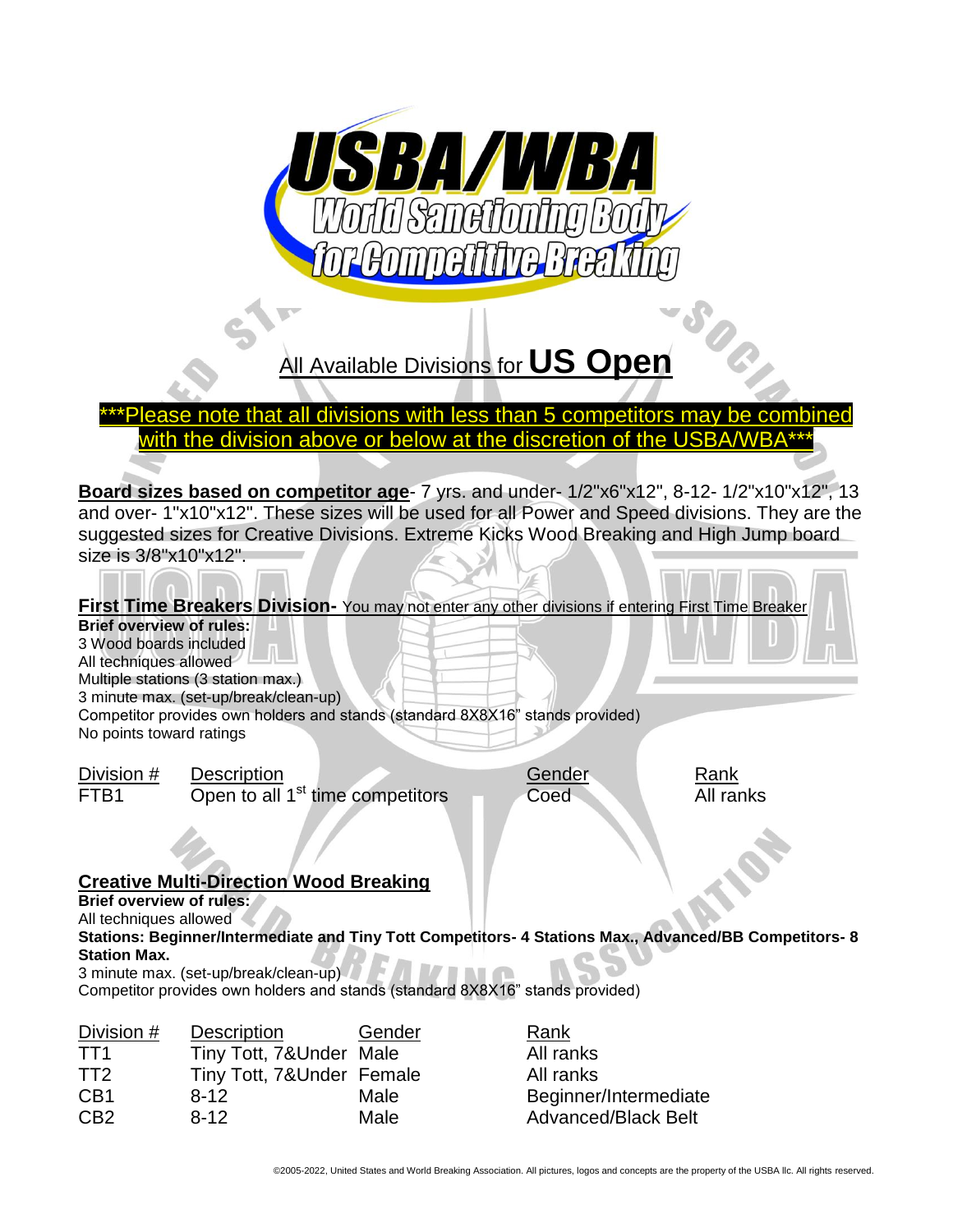# USBA/WBA World Sanctioning Body for Competitive Breaking

## All Available Divisions for **US Open**

***Please note that all divisions with less than 5 competitors may be combined with the division above or below at the discretion of the USBA/WBA***

**Board sizes based on competitor age**- 7 yrs. and under- 1/2"x6"x12", 8-12- 1/2"x10"x12", 13 and over- 1"x10"x12". These sizes will be used for all Power and Speed divisions. They are the suggested sizes for Creative Divisions. Extreme Kicks Wood Breaking and High Jump board size is 3/8"x10"x12".

### First Time Breakers Division- You may not enter any other divisions if entering First Time Breaker

**Brief overview of rules:**
3 Wood boards included
All techniques allowed
Multiple stations (3 station max.)
3 minute max. (set-up/break/clean-up)
Competitor provides own holders and stands (standard 8X8X16" stands provided)
No points toward ratings

| Division # | Description | Gender | Rank |
|---|---|---|---|
| FTB1 | Open to all 1st time competitors | Coed | All ranks |

### Creative Multi-Direction Wood Breaking

**Brief overview of rules:**
All techniques allowed
**Stations: Beginner/Intermediate and Tiny Tott Competitors- 4 Stations Max., Advanced/BB Competitors- 8 Station Max.**
3 minute max. (set-up/break/clean-up)
Competitor provides own holders and stands (standard 8X8X16" stands provided)

| Division # | Description | Gender | Rank |
|---|---|---|---|
| TT1 | Tiny Tott, 7&Under | Male | All ranks |
| TT2 | Tiny Tott, 7&Under | Female | All ranks |
| CB1 | 8-12 | Male | Beginner/Intermediate |
| CB2 | 8-12 | Male | Advanced/Black Belt |

©2005-2022, United States and World Breaking Association. All pictures, logos and concepts are the property of the USBA llc. All rights reserved.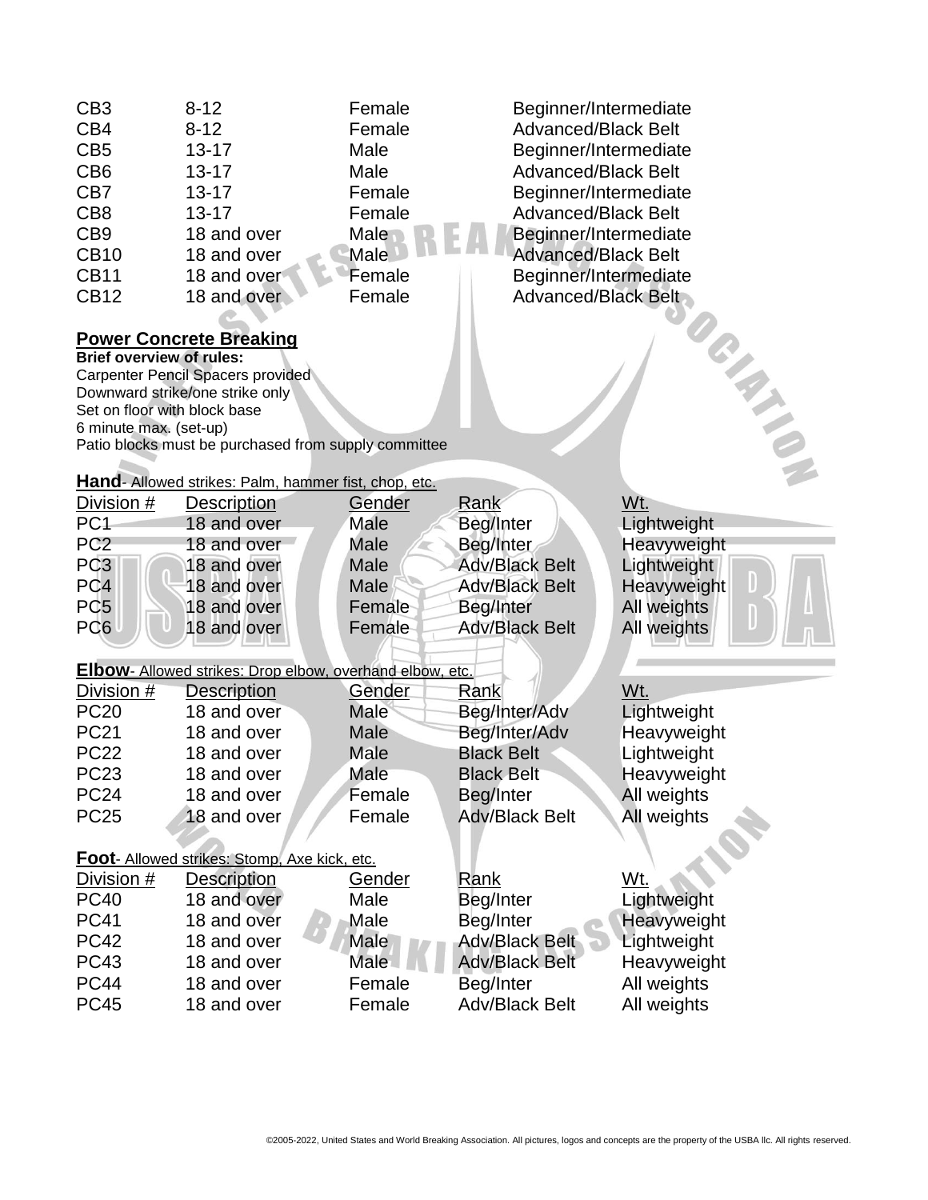| | | | |
|---|---|---|---|
| CB3 | 8-12 | Female | Beginner/Intermediate |
| CB4 | 8-12 | Female | Advanced/Black Belt |
| CB5 | 13-17 | Male | Beginner/Intermediate |
| CB6 | 13-17 | Male | Advanced/Black Belt |
| CB7 | 13-17 | Female | Beginner/Intermediate |
| CB8 | 13-17 | Female | Advanced/Black Belt |
| CB9 | 18 and over | Male | Beginner/Intermediate |
| CB10 | 18 and over | Male | Advanced/Black Belt |
| CB11 | 18 and over | Female | Beginner/Intermediate |
| CB12 | 18 and over | Female | Advanced/Black Belt |

## Power Concrete Breaking

**Brief overview of rules:**
Carpenter Pencil Spacers provided
Downward strike/one strike only
Set on floor with block base
6 minute max. (set-up)
Patio blocks must be purchased from supply committee

**Hand**- Allowed strikes: Palm, hammer fist, chop, etc.

| Division # | Description | Gender | Rank | Wt. |
|---|---|---|---|---|
| PC1 | 18 and over | Male | Beg/Inter | Lightweight |
| PC2 | 18 and over | Male | Beg/Inter | Heavyweight |
| PC3 | 18 and over | Male | Adv/Black Belt | Lightweight |
| PC4 | 18 and over | Male | Adv/Black Belt | Heavyweight |
| PC5 | 18 and over | Female | Beg/Inter | All weights |
| PC6 | 18 and over | Female | Adv/Black Belt | All weights |

**Elbow**- Allowed strikes: Drop elbow, overhand elbow, etc.

| Division # | Description | Gender | Rank | Wt. |
|---|---|---|---|---|
| PC20 | 18 and over | Male | Beg/Inter/Adv | Lightweight |
| PC21 | 18 and over | Male | Beg/Inter/Adv | Heavyweight |
| PC22 | 18 and over | Male | Black Belt | Lightweight |
| PC23 | 18 and over | Male | Black Belt | Heavyweight |
| PC24 | 18 and over | Female | Beg/Inter | All weights |
| PC25 | 18 and over | Female | Adv/Black Belt | All weights |

**Foot**- Allowed strikes: Stomp, Axe kick, etc.

| Division # | Description | Gender | Rank | Wt. |
|---|---|---|---|---|
| PC40 | 18 and over | Male | Beg/Inter | Lightweight |
| PC41 | 18 and over | Male | Beg/Inter | Heavyweight |
| PC42 | 18 and over | Male | Adv/Black Belt | Lightweight |
| PC43 | 18 and over | Male | Adv/Black Belt | Heavyweight |
| PC44 | 18 and over | Female | Beg/Inter | All weights |
| PC45 | 18 and over | Female | Adv/Black Belt | All weights |

©2005-2022, United States and World Breaking Association. All pictures, logos and concepts are the property of the USBA llc. All rights reserved.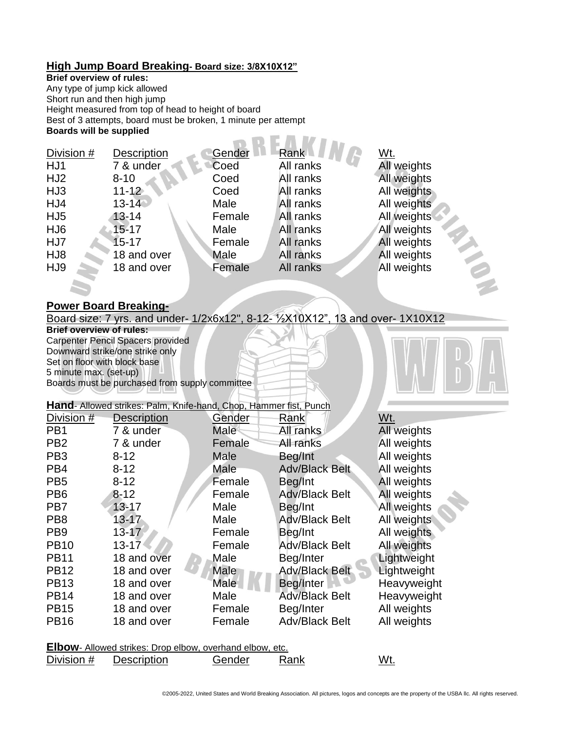## High Jump Board Breaking- Board size: 3/8X10X12"

**Brief overview of rules:**

Any type of jump kick allowed
Short run and then high jump
Height measured from top of head to height of board
Best of 3 attempts, board must be broken, 1 minute per attempt

**Boards will be supplied**

| Division # | Description | Gender | Rank | Wt. |
|---|---|---|---|---|
| HJ1 | 7 & under | Coed | All ranks | All weights |
| HJ2 | 8-10 | Coed | All ranks | All weights |
| HJ3 | 11-12 | Coed | All ranks | All weights |
| HJ4 | 13-14 | Male | All ranks | All weights |
| HJ5 | 13-14 | Female | All ranks | All weights |
| HJ6 | 15-17 | Male | All ranks | All weights |
| HJ7 | 15-17 | Female | All ranks | All weights |
| HJ8 | 18 and over | Male | All ranks | All weights |
| HJ9 | 18 and over | Female | All ranks | All weights |

## Power Board Breaking-

Board size: 7 yrs. and under- 1/2x6x12", 8-12- ½X10X12", 13 and over- 1X10X12

**Brief overview of rules:**

Carpenter Pencil Spacers provided
Downward strike/one strike only
Set on floor with block base
5 minute max. (set-up)
Boards must be purchased from supply committee

### Hand- Allowed strikes: Palm, Knife-hand, Chop, Hammer fist, Punch

| Division # | Description | Gender | Rank | Wt. |
|---|---|---|---|---|
| PB1 | 7 & under | Male | All ranks | All weights |
| PB2 | 7 & under | Female | All ranks | All weights |
| PB3 | 8-12 | Male | Beg/Int | All weights |
| PB4 | 8-12 | Male | Adv/Black Belt | All weights |
| PB5 | 8-12 | Female | Beg/Int | All weights |
| PB6 | 8-12 | Female | Adv/Black Belt | All weights |
| PB7 | 13-17 | Male | Beg/Int | All weights |
| PB8 | 13-17 | Male | Adv/Black Belt | All weights |
| PB9 | 13-17 | Female | Beg/Int | All weights |
| PB10 | 13-17 | Female | Adv/Black Belt | All weights |
| PB11 | 18 and over | Male | Beg/Inter | Lightweight |
| PB12 | 18 and over | Male | Adv/Black Belt | Lightweight |
| PB13 | 18 and over | Male | Beg/Inter | Heavyweight |
| PB14 | 18 and over | Male | Adv/Black Belt | Heavyweight |
| PB15 | 18 and over | Female | Beg/Inter | All weights |
| PB16 | 18 and over | Female | Adv/Black Belt | All weights |

### Elbow- Allowed strikes: Drop elbow, overhand elbow, etc.

| Division # | Description | Gender | Rank | Wt. |
|---|---|---|---|---|

©2005-2022, United States and World Breaking Association. All pictures, logos and concepts are the property of the USBA llc. All rights reserved.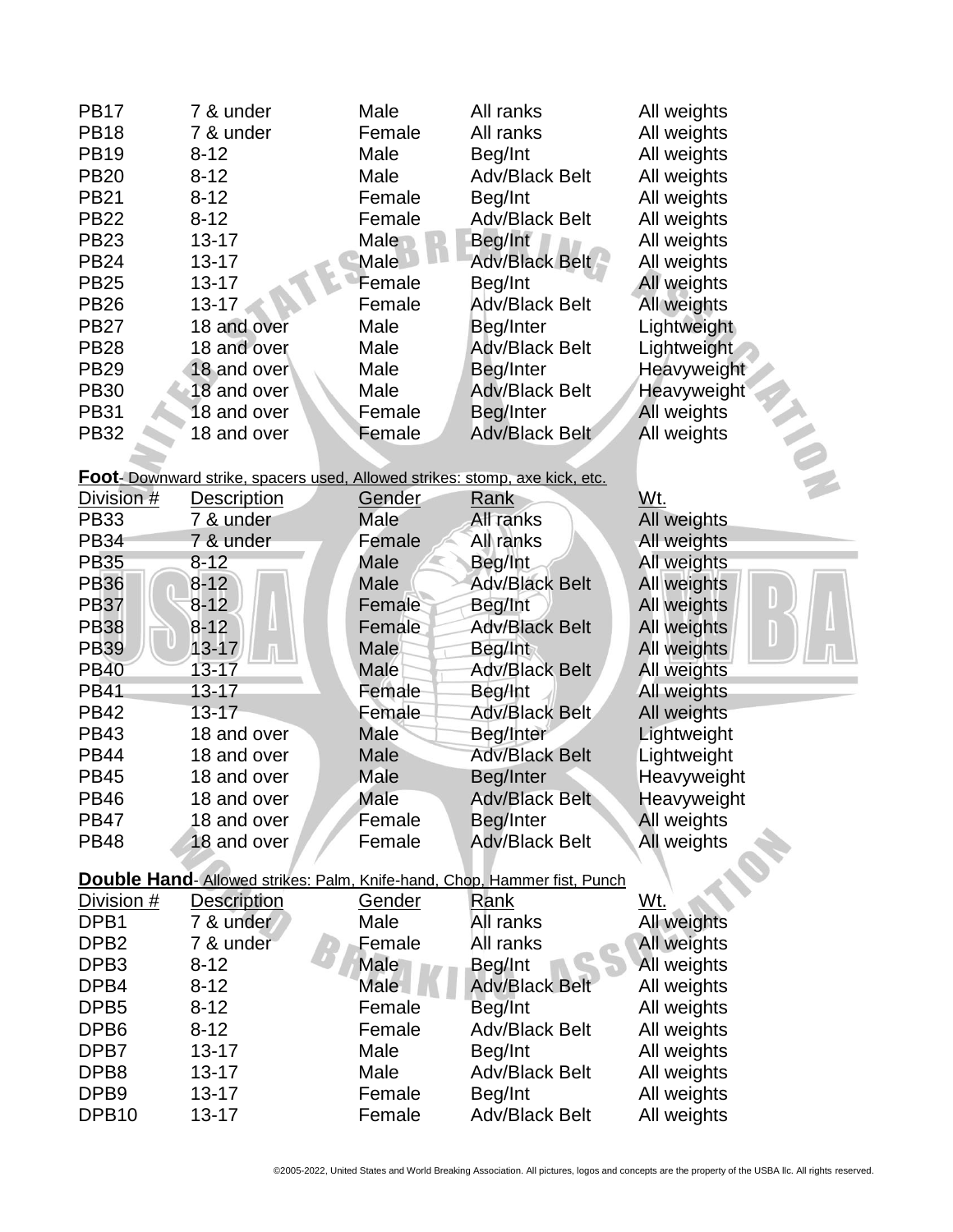| | | | | |
|---|---|---|---|---|
| PB17 | 7 & under | Male | All ranks | All weights |
| PB18 | 7 & under | Female | All ranks | All weights |
| PB19 | 8-12 | Male | Beg/Int | All weights |
| PB20 | 8-12 | Male | Adv/Black Belt | All weights |
| PB21 | 8-12 | Female | Beg/Int | All weights |
| PB22 | 8-12 | Female | Adv/Black Belt | All weights |
| PB23 | 13-17 | Male | Beg/Int | All weights |
| PB24 | 13-17 | Male | Adv/Black Belt | All weights |
| PB25 | 13-17 | Female | Beg/Int | All weights |
| PB26 | 13-17 | Female | Adv/Black Belt | All weights |
| PB27 | 18 and over | Male | Beg/Inter | Lightweight |
| PB28 | 18 and over | Male | Adv/Black Belt | Lightweight |
| PB29 | 18 and over | Male | Beg/Inter | Heavyweight |
| PB30 | 18 and over | Male | Adv/Black Belt | Heavyweight |
| PB31 | 18 and over | Female | Beg/Inter | All weights |
| PB32 | 18 and over | Female | Adv/Black Belt | All weights |

**Foot**- Downward strike, spacers used, Allowed strikes: stomp, axe kick, etc.

| Division # | Description | Gender | Rank | Wt. |
|---|---|---|---|---|
| PB33 | 7 & under | Male | All ranks | All weights |
| PB34 | 7 & under | Female | All ranks | All weights |
| PB35 | 8-12 | Male | Beg/Int | All weights |
| PB36 | 8-12 | Male | Adv/Black Belt | All weights |
| PB37 | 8-12 | Female | Beg/Int | All weights |
| PB38 | 8-12 | Female | Adv/Black Belt | All weights |
| PB39 | 13-17 | Male | Beg/Int | All weights |
| PB40 | 13-17 | Male | Adv/Black Belt | All weights |
| PB41 | 13-17 | Female | Beg/Int | All weights |
| PB42 | 13-17 | Female | Adv/Black Belt | All weights |
| PB43 | 18 and over | Male | Beg/Inter | Lightweight |
| PB44 | 18 and over | Male | Adv/Black Belt | Lightweight |
| PB45 | 18 and over | Male | Beg/Inter | Heavyweight |
| PB46 | 18 and over | Male | Adv/Black Belt | Heavyweight |
| PB47 | 18 and over | Female | Beg/Inter | All weights |
| PB48 | 18 and over | Female | Adv/Black Belt | All weights |

**Double Hand**- Allowed strikes: Palm, Knife-hand, Chop, Hammer fist, Punch

| Division # | Description | Gender | Rank | Wt. |
|---|---|---|---|---|
| DPB1 | 7 & under | Male | All ranks | All weights |
| DPB2 | 7 & under | Female | All ranks | All weights |
| DPB3 | 8-12 | Male | Beg/Int | All weights |
| DPB4 | 8-12 | Male | Adv/Black Belt | All weights |
| DPB5 | 8-12 | Female | Beg/Int | All weights |
| DPB6 | 8-12 | Female | Adv/Black Belt | All weights |
| DPB7 | 13-17 | Male | Beg/Int | All weights |
| DPB8 | 13-17 | Male | Adv/Black Belt | All weights |
| DPB9 | 13-17 | Female | Beg/Int | All weights |
| DPB10 | 13-17 | Female | Adv/Black Belt | All weights |

©2005-2022, United States and World Breaking Association. All pictures, logos and concepts are the property of the USBA llc. All rights reserved.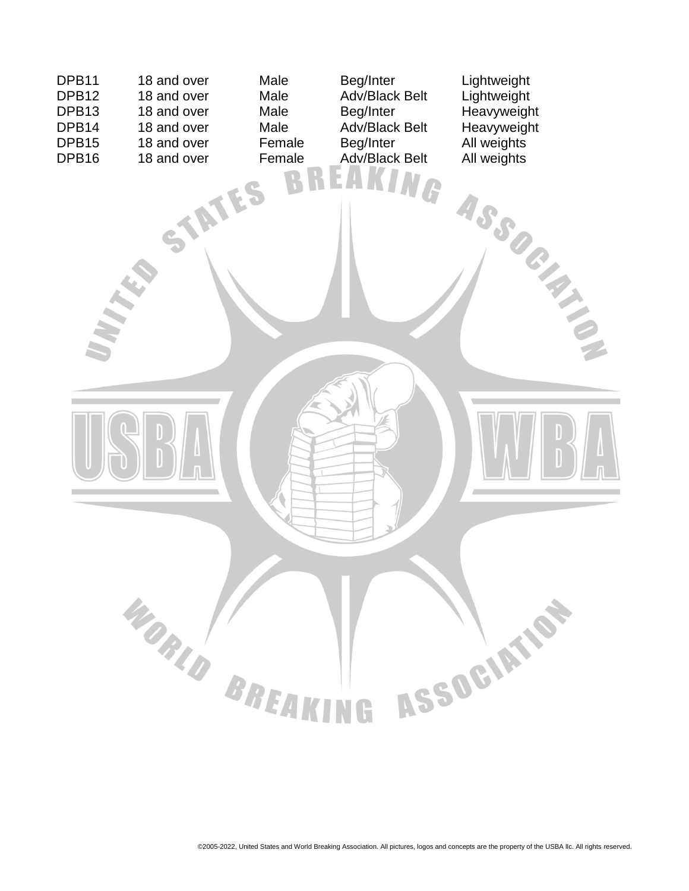| | | | | |
|---|---|---|---|---|
| DPB11 | 18 and over | Male | Beg/Inter | Lightweight |
| DPB12 | 18 and over | Male | Adv/Black Belt | Lightweight |
| DPB13 | 18 and over | Male | Beg/Inter | Heavyweight |
| DPB14 | 18 and over | Male | Adv/Black Belt | Heavyweight |
| DPB15 | 18 and over | Female | Beg/Inter | All weights |
| DPB16 | 18 and over | Female | Adv/Black Belt | All weights |